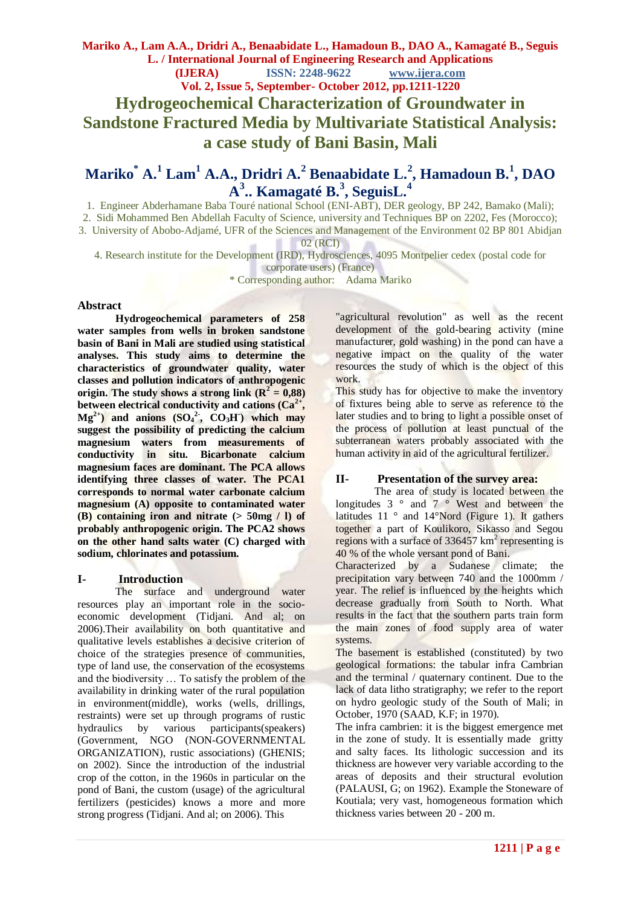# Hydrogeochemical Characterization of Groundwater in Sandstone Fractured Media by Multivariate Statistical Analysis: a case study of Bani Basin, Mali

## Mariko* A.[1] Lam[1] A.A., Dridri A.[2] Benaabidate L.[2], Hamadoun B.[1], DAO A[3].. Kamagaté B.[3], SeguisL.[4]

1. Engineer Abderhamane Baba Touré national School (ENI-ABT), DER geology, BP 242, Bamako (Mali);
2. Sidi Mohammed Ben Abdellah Faculty of Science, university and Techniques BP on 2202, Fes (Morocco);
3. University of Abobo-Adjamé, UFR of the Sciences and Management of the Environment 02 BP 801 Abidjan 02 (RCI)
4. Research institute for the Development (IRD), Hydrosciences, 4095 Montpelier cedex (postal code for corporate users) (France)

\* Corresponding author: Adama Mariko

### Abstract

**Hydrogeochemical parameters of 258 water samples from wells in broken sandstone basin of Bani in Mali are studied using statistical analyses. This study aims to determine the characteristics of groundwater quality, water classes and pollution indicators of anthropogenic origin. The study shows a strong link ($R^2 = 0,88$) between electrical conductivity and cations ($Ca^{2+}$, $Mg^{2+}$) and anions ($SO_4^{2-}$, $CO_3H^-$) which may suggest the possibility of predicting the calcium magnesium waters from measurements of conductivity in situ. Bicarbonate calcium magnesium faces are dominant. The PCA allows identifying three classes of water. The PCA1 corresponds to normal water carbonate calcium magnesium (A) opposite to contaminated water (B) containing iron and nitrate (> 50mg / l) of probably anthropogenic origin. The PCA2 shows on the other hand salts water (C) charged with sodium, chlorinates and potassium.**

### I- Introduction

The surface and underground water resources play an important role in the socio-economic development (Tidjani. And al; on 2006).Their availability on both quantitative and qualitative levels establishes a decisive criterion of choice of the strategies presence of communities, type of land use, the conservation of the ecosystems and the biodiversity … To satisfy the problem of the availability in drinking water of the rural population in environment(middle), works (wells, drillings, restraints) were set up through programs of rustic hydraulics by various participants(speakers) (Government, NGO (NON-GOVERNMENTAL ORGANIZATION), rustic associations) (GHENIS; on 2002). Since the introduction of the industrial crop of the cotton, in the 1960s in particular on the pond of Bani, the custom (usage) of the agricultural fertilizers (pesticides) knows a more and more strong progress (Tidjani. And al; on 2006). This "agricultural revolution" as well as the recent development of the gold-bearing activity (mine manufacturer, gold washing) in the pond can have a negative impact on the quality of the water resources the study of which is the object of this work.

This study has for objective to make the inventory of fixtures being able to serve as reference to the later studies and to bring to light a possible onset of the process of pollution at least punctual of the subterranean waters probably associated with the human activity in aid of the agricultural fertilizer.

### II- Presentation of the survey area:

The area of study is located between the longitudes 3 ° and 7 ° West and between the latitudes 11 ° and 14°Nord (Figure 1). It gathers together a part of Koulikoro, Sikasso and Segou regions with a surface of 336457 km$^2$ representing is 40 % of the whole versant pond of Bani.

Characterized by a Sudanese climate; the precipitation vary between 740 and the 1000mm / year. The relief is influenced by the heights which decrease gradually from South to North. What results in the fact that the southern parts train form the main zones of food supply area of water systems.

The basement is established (constituted) by two geological formations: the tabular infra Cambrian and the terminal / quaternary continent. Due to the lack of data litho stratigraphy; we refer to the report on hydro geologic study of the South of Mali; in October, 1970 (SAAD, K.F; in 1970).

The infra cambrien: it is the biggest emergence met in the zone of study. It is essentially made gritty and salty faces. Its lithologic succession and its thickness are however very variable according to the areas of deposits and their structural evolution (PALAUSI, G; on 1962). Example the Stoneware of Koutiala; very vast, homogeneous formation which thickness varies between 20 - 200 m.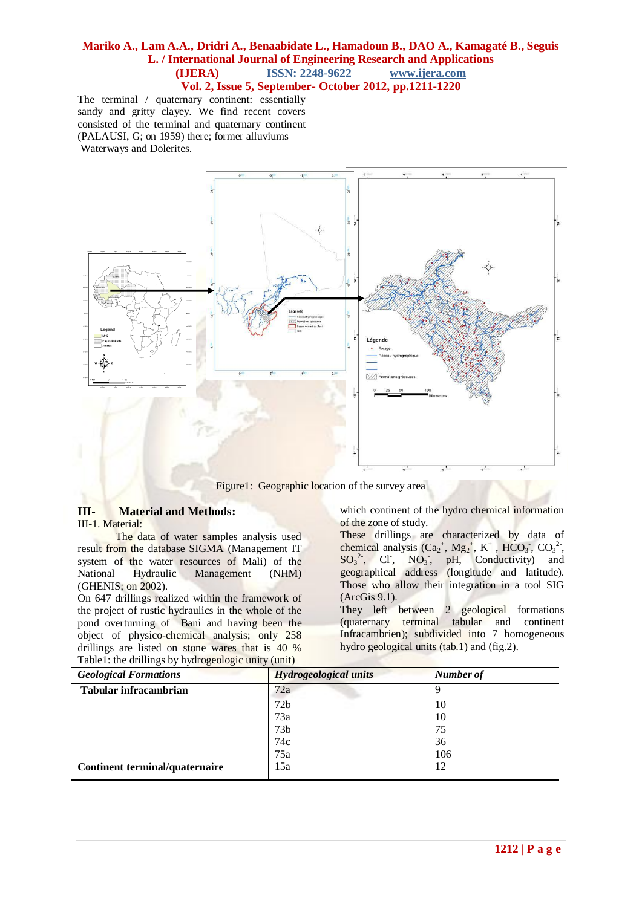The terminal / quaternary continent: essentially sandy and gritty clayey. We find recent covers consisted of the terminal and quaternary continent (PALAUSI, G; on 1959) there; former alluviums Waterways and Dolerites.

Figure1: Geographic location of the survey area

## III- Material and Methods:

III-1. Material:

The data of water samples analysis used result from the database SIGMA (Management IT system of the water resources of Mali) of the National Hydraulic Management (NHM) (GHENIS; on 2002).

On 647 drillings realized within the framework of the project of rustic hydraulics in the whole of the pond overturning of Bani and having been the object of physico-chemical analysis; only 258 drillings are listed on stone wares that is 40 % which continent of the hydro chemical information of the zone of study.

These drillings are characterized by data of chemical analysis ($Ca_2^+$, $Mg_2^+$, $K^+$, $HCO_3^-$, $CO_3^{2-}$, $SO_3^{2-}$, $Cl^-$, $NO_3^-$, pH, Conductivity) and geographical address (longitude and latitude). Those who allow their integration in a tool SIG (ArcGis 9.1).

They left between 2 geological formations (quaternary terminal tabular and continent Infracambrien); subdivided into 7 homogeneous hydro geological units (tab.1) and (fig.2).

Table1: the drillings by hydrogeologic unity (unit)

| *Geological Formations* | *Hydrogeological units* | *Number of* |
|---|---|---|
| **Tabular infracambrian** | 72a | 9 |
| | 72b | 10 |
| | 73a | 10 |
| | 73b | 75 |
| | 74c | 36 |
| | 75a | 106 |
| **Continent terminal/quaternaire** | 15a | 12 |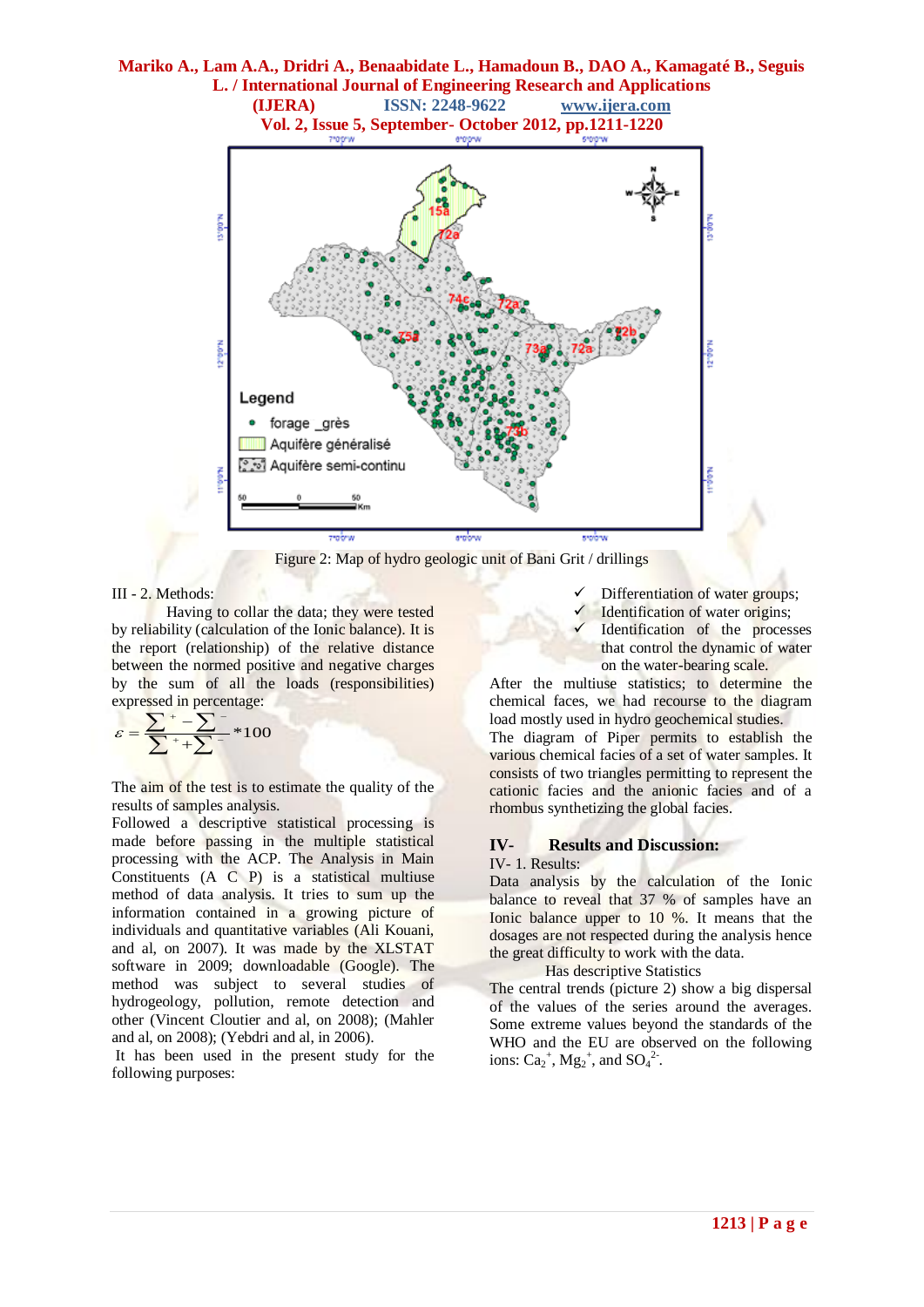Figure 2: Map of hydro geologic unit of Bani Grit / drillings

III - 2. Methods:

Having to collar the data; they were tested by reliability (calculation of the Ionic balance). It is the report (relationship) of the relative distance between the normed positive and negative charges by the sum of all the loads (responsibilities) expressed in percentage:

$$\varepsilon = \frac{\sum^{+} - \sum^{-}}{\sum^{+} + \sum^{-}} * 100$$

The aim of the test is to estimate the quality of the results of samples analysis.

Followed a descriptive statistical processing is made before passing in the multiple statistical processing with the ACP. The Analysis in Main Constituents (A C P) is a statistical multiuse method of data analysis. It tries to sum up the information contained in a growing picture of individuals and quantitative variables (Ali Kouani, and al, on 2007). It was made by the XLSTAT software in 2009; downloadable (Google). The method was subject to several studies of hydrogeology, pollution, remote detection and other (Vincent Cloutier and al, on 2008); (Mahler and al, on 2008); (Yebdri and al, in 2006).

It has been used in the present study for the following purposes:

- ✓ Differentiation of water groups;
- ✓ Identification of water origins;
- ✓ Identification of the processes that control the dynamic of water on the water-bearing scale.

After the multiuse statistics; to determine the chemical faces, we had recourse to the diagram load mostly used in hydro geochemical studies.

The diagram of Piper permits to establish the various chemical facies of a set of water samples. It consists of two triangles permitting to represent the cationic facies and the anionic facies and of a rhombus synthetizing the global facies.

## IV- Results and Discussion:

IV- 1. Results:

Data analysis by the calculation of the Ionic balance to reveal that 37 % of samples have an Ionic balance upper to 10 %. It means that the dosages are not respected during the analysis hence the great difficulty to work with the data.

Has descriptive Statistics

The central trends (picture 2) show a big dispersal of the values of the series around the averages. Some extreme values beyond the standards of the WHO and the EU are observed on the following ions: $Ca_2^{+}$, $Mg_2^{+}$, and $SO_4^{2-}$.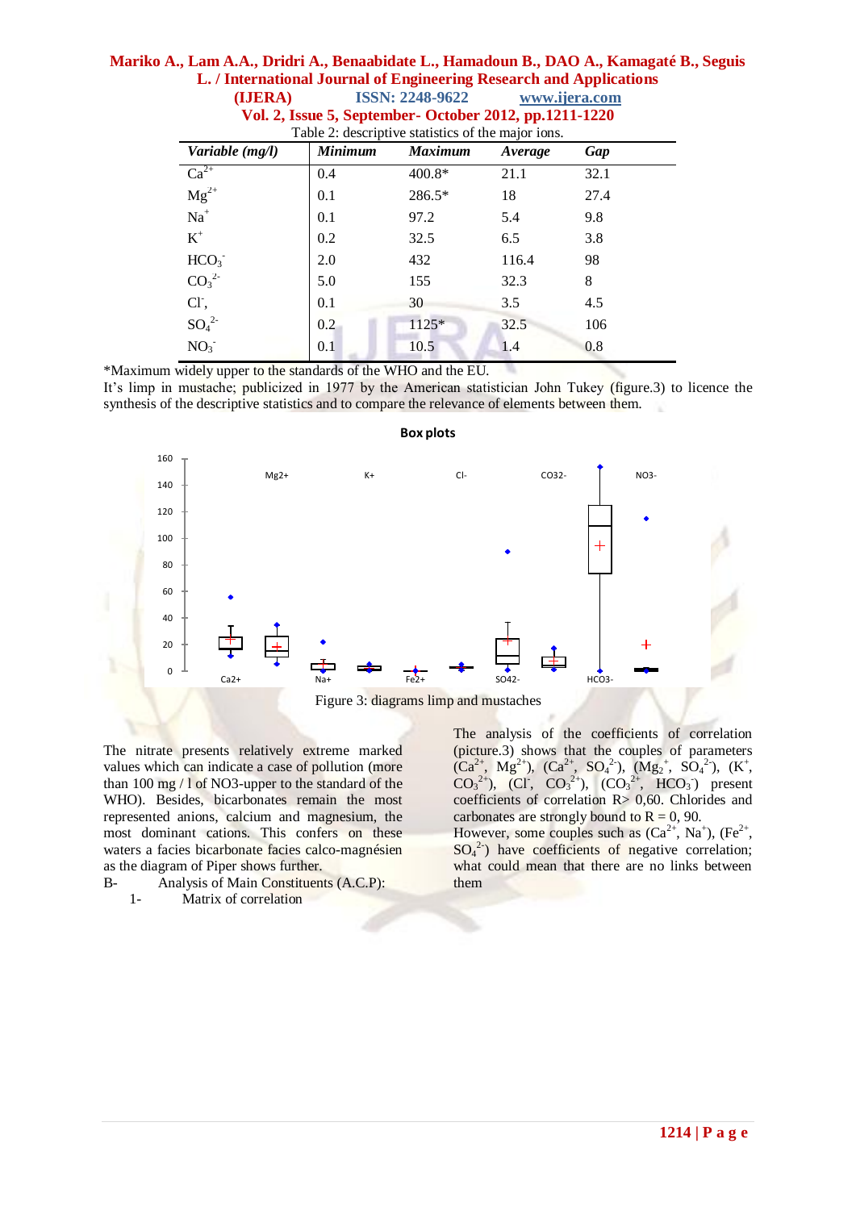Table 2: descriptive statistics of the major ions.

| *Variable (mg/l)* | *Minimum* | *Maximum* | *Average* | *Gap* |
|---|---|---|---|---|
| $Ca^{2+}$ | 0.4 | 400.8* | 21.1 | 32.1 |
| $Mg^{2+}$ | 0.1 | 286.5* | 18 | 27.4 |
| $Na^{+}$ | 0.1 | 97.2 | 5.4 | 9.8 |
| $K^{+}$ | 0.2 | 32.5 | 6.5 | 3.8 |
| $HCO_3^{-}$ | 2.0 | 432 | 116.4 | 98 |
| $CO_3^{2-}$ | 5.0 | 155 | 32.3 | 8 |
| $Cl^{-}$, | 0.1 | 30 | 3.5 | 4.5 |
| $SO_4^{2-}$ | 0.2 | 1125* | 32.5 | 106 |
| $NO_3^{-}$ | 0.1 | 10.5 | 1.4 | 0.8 |

*Maximum widely upper to the standards of the WHO and the EU.

It's limp in mustache; publicized in 1977 by the American statistician John Tukey (figure.3) to licence the synthesis of the descriptive statistics and to compare the relevance of elements between them.

Figure 3: diagrams limp and mustaches

The nitrate presents relatively extreme marked values which can indicate a case of pollution (more than 100 mg / l of NO3-upper to the standard of the WHO). Besides, bicarbonates remain the most represented anions, calcium and magnesium, the most dominant cations. This confers on these waters a facies bicarbonate facies calco-magnésien as the diagram of Piper shows further.

B- Analysis of Main Constituents (A.C.P):

1- Matrix of correlation

The analysis of the coefficients of correlation (picture.3) shows that the couples of parameters ($Ca^{2+}$, $Mg^{2+}$), ($Ca^{2+}$, $SO_4^{2-}$), ($Mg_2^{+}$, $SO_4^{2-}$), ($K^{+}$, $CO_3^{2+}$), ($Cl^{-}$, $CO_3^{2+}$), ($CO_3^{2+}$, $HCO_3^{-}$) present coefficients of correlation R> 0,60. Chlorides and carbonates are strongly bound to R = 0, 90.

However, some couples such as ($Ca^{2+}$, $Na^{+}$), ($Fe^{2+}$, $SO_4^{2-}$) have coefficients of negative correlation; what could mean that there are no links between them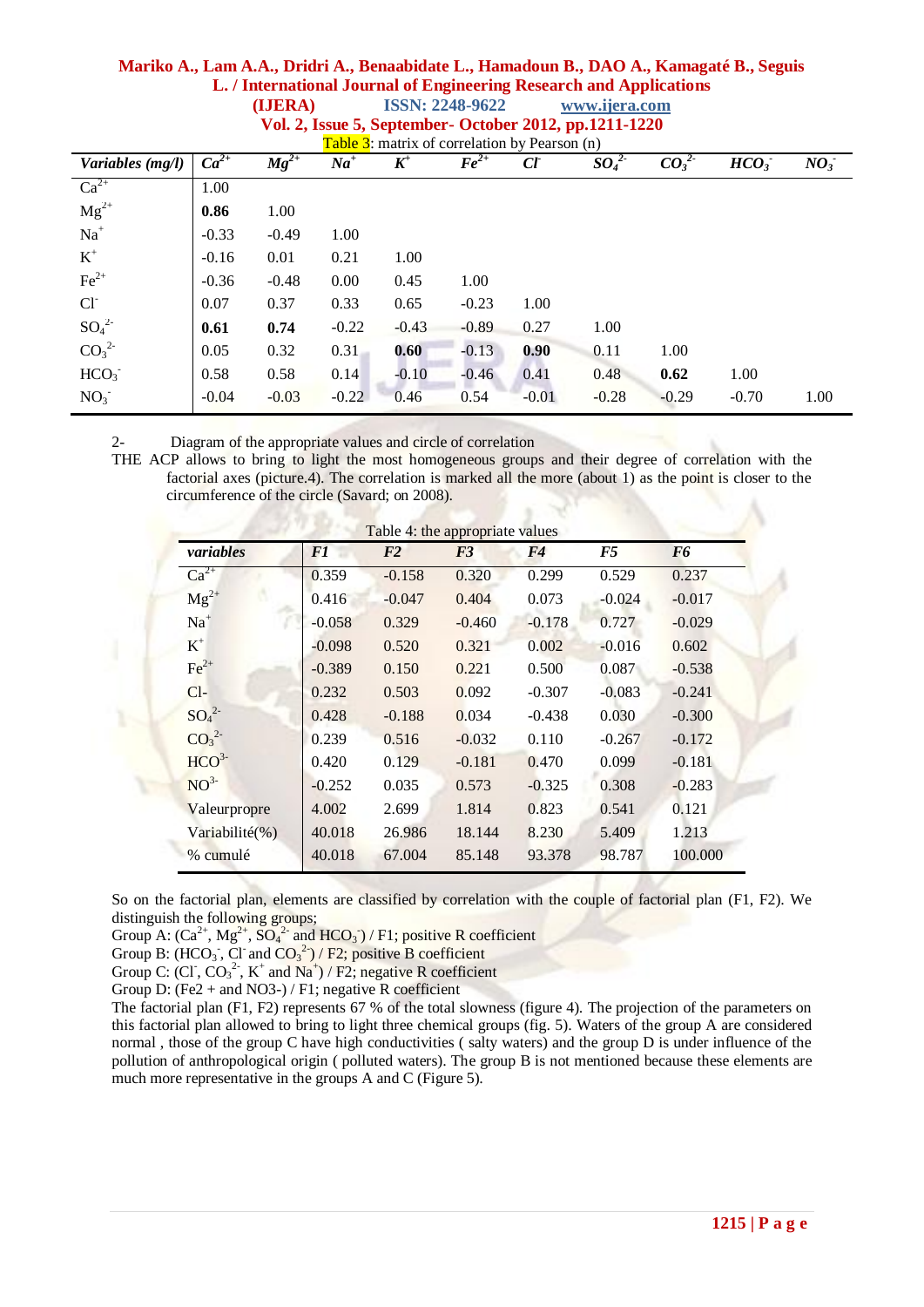Table 3: matrix of correlation by Pearson (n)

| *Variables (mg/l)* | $Ca^{2+}$ | $Mg^{2+}$ | $Na^{+}$ | $K^{+}$ | $Fe^{2+}$ | $Cl^{-}$ | $SO_4^{2-}$ | $CO_3^{2-}$ | $HCO_3^{-}$ | $NO_3^{-}$ |
|---|---|---|---|---|---|---|---|---|---|---|
| $Ca^{2+}$ | 1.00 | | | | | | | | | |
| $Mg^{2+}$ | **0.86** | 1.00 | | | | | | | | |
| $Na^{+}$ | -0.33 | -0.49 | 1.00 | | | | | | | |
| $K^{+}$ | -0.16 | 0.01 | 0.21 | 1.00 | | | | | | |
| $Fe^{2+}$ | -0.36 | -0.48 | 0.00 | 0.45 | 1.00 | | | | | |
| $Cl^{-}$ | 0.07 | 0.37 | 0.33 | 0.65 | -0.23 | 1.00 | | | | |
| $SO_4^{2-}$ | **0.61** | **0.74** | -0.22 | -0.43 | -0.89 | 0.27 | 1.00 | | | |
| $CO_3^{2-}$ | 0.05 | 0.32 | 0.31 | **0.60** | -0.13 | **0.90** | 0.11 | 1.00 | | |
| $HCO_3^{-}$ | 0.58 | 0.58 | 0.14 | -0.10 | -0.46 | 0.41 | 0.48 | **0.62** | 1.00 | |
| $NO_3^{-}$ | -0.04 | -0.03 | -0.22 | 0.46 | 0.54 | -0.01 | -0.28 | -0.29 | -0.70 | 1.00 |

2- Diagram of the appropriate values and circle of correlation

THE ACP allows to bring to light the most homogeneous groups and their degree of correlation with the factorial axes (picture.4). The correlation is marked all the more (about 1) as the point is closer to the circumference of the circle (Savard; on 2008).

Table 4: the appropriate values

| *variables* | *F1* | *F2* | *F3* | *F4* | *F5* | *F6* |
|---|---|---|---|---|---|---|
| $Ca^{2+}$ | 0.359 | -0.158 | 0.320 | 0.299 | 0.529 | 0.237 |
| $Mg^{2+}$ | 0.416 | -0.047 | 0.404 | 0.073 | -0.024 | -0.017 |
| $Na^{+}$ | -0.058 | 0.329 | -0.460 | -0.178 | 0.727 | -0.029 |
| $K^{+}$ | -0.098 | 0.520 | 0.321 | 0.002 | -0.016 | 0.602 |
| $Fe^{2+}$ | -0.389 | 0.150 | 0.221 | 0.500 | 0.087 | -0.538 |
| Cl- | 0.232 | 0.503 | 0.092 | -0.307 | -0.083 | -0.241 |
| $SO_4^{2-}$ | 0.428 | -0.188 | 0.034 | -0.438 | 0.030 | -0.300 |
| $CO_3^{2-}$ | 0.239 | 0.516 | -0.032 | 0.110 | -0.267 | -0.172 |
| $HCO^{3-}$ | 0.420 | 0.129 | -0.181 | 0.470 | 0.099 | -0.181 |
| $NO^{3-}$ | -0.252 | 0.035 | 0.573 | -0.325 | 0.308 | -0.283 |
| Valeurpropre | 4.002 | 2.699 | 1.814 | 0.823 | 0.541 | 0.121 |
| Variabilité(%) | 40.018 | 26.986 | 18.144 | 8.230 | 5.409 | 1.213 |
| % cumulé | 40.018 | 67.004 | 85.148 | 93.378 | 98.787 | 100.000 |

So on the factorial plan, elements are classified by correlation with the couple of factorial plan (F1, F2). We distinguish the following groups;

Group A: ($Ca^{2+}$, $Mg^{2+}$, $SO_4^{2-}$ and $HCO_3^{-}$) / F1; positive R coefficient

Group B: ($HCO_3^{-}$, $Cl^{-}$ and $CO_3^{2-}$) / F2; positive B coefficient

Group C: ($Cl^{-}$, $CO_3^{2-}$, $K^{+}$ and $Na^{+}$) / F2; negative R coefficient

Group D: (Fe2 + and NO3-) / F1; negative R coefficient

The factorial plan (F1, F2) represents 67 % of the total slowness (figure 4). The projection of the parameters on this factorial plan allowed to bring to light three chemical groups (fig. 5). Waters of the group A are considered normal , those of the group C have high conductivities ( salty waters) and the group D is under influence of the pollution of anthropological origin ( polluted waters). The group B is not mentioned because these elements are much more representative in the groups A and C (Figure 5).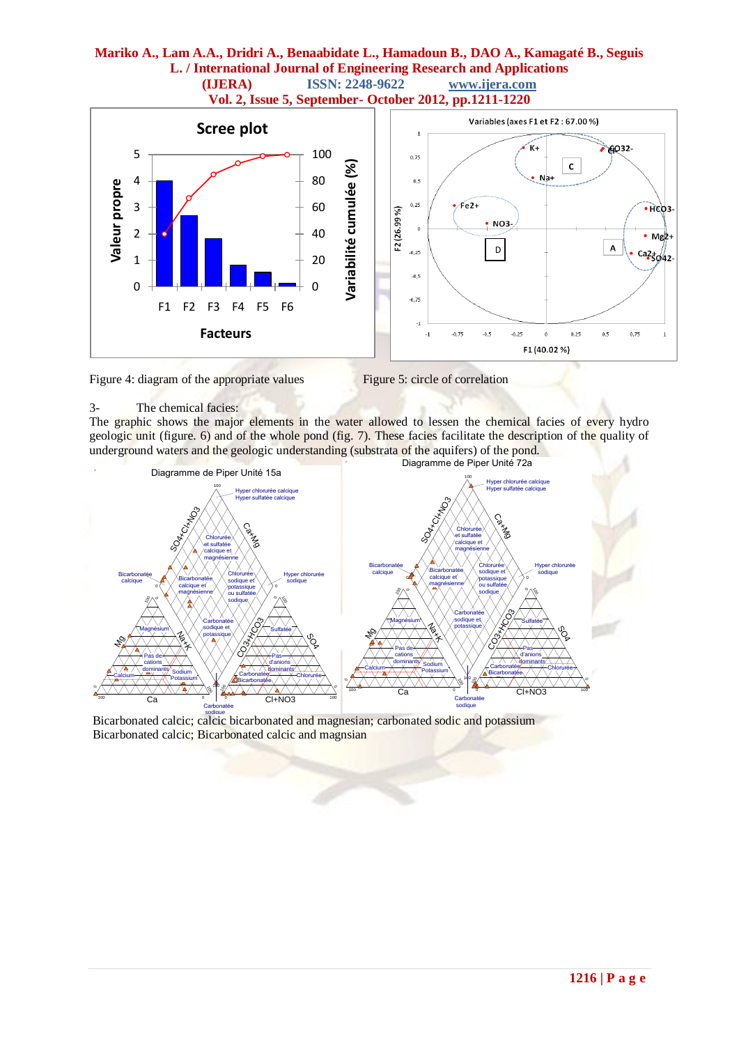Figure 4: diagram of the appropriate values

Figure 5: circle of correlation

3- The chemical facies:

The graphic shows the major elements in the water allowed to lessen the chemical facies of every hydro geologic unit (figure. 6) and of the whole pond (fig. 7). These facies facilitate the description of the quality of underground waters and the geologic understanding (substrata of the aquifers) of the pond.

Bicarbonated calcic; calcic bicarbonated and magnesian; carbonated sodic and potassium
Bicarbonated calcic; Bicarbonated calcic and magnsian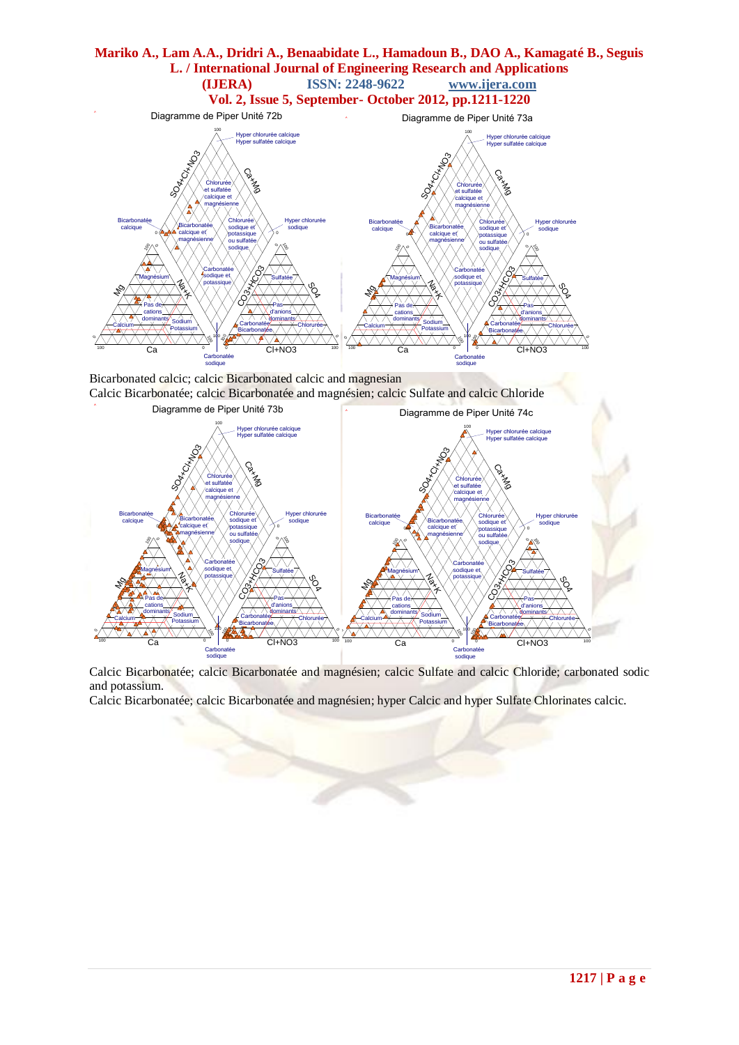Diagramme de Piper Unité 72b

Diagramme de Piper Unité 73a

Bicarbonated calcic; calcic Bicarbonated calcic and magnesian

Calcic Bicarbonatée; calcic Bicarbonatée and magnésien; calcic Sulfate and calcic Chloride

Diagramme de Piper Unité 73b

Diagramme de Piper Unité 74c

Calcic Bicarbonatée; calcic Bicarbonatée and magnésien; calcic Sulfate and calcic Chloride; carbonated sodic and potassium.

Calcic Bicarbonatée; calcic Bicarbonatée and magnésien; hyper Calcic and hyper Sulfate Chlorinates calcic.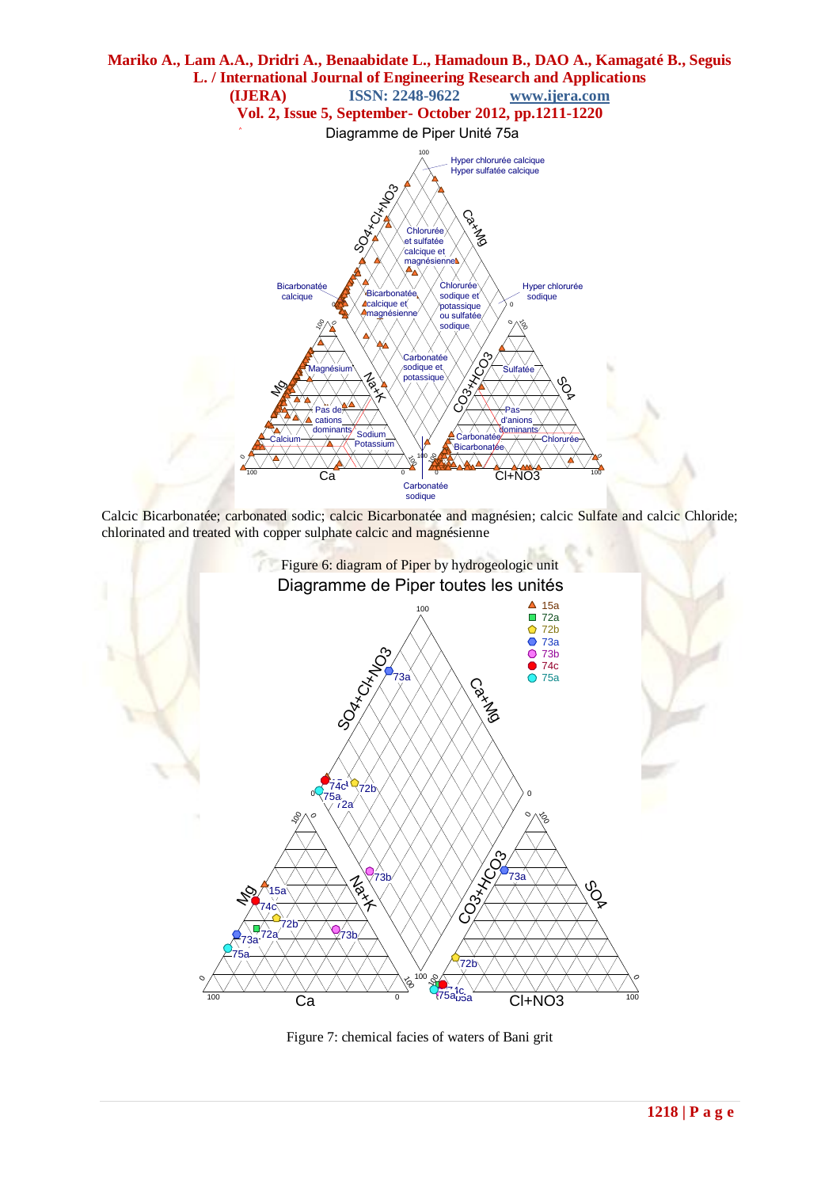Diagramme de Piper Unité 75a

Calcic Bicarbonatée; carbonated sodic; calcic Bicarbonatée and magnésien; calcic Sulfate and calcic Chloride; chlorinated and treated with copper sulphate calcic and magnésienne

Figure 6: diagram of Piper by hydrogeologic unit

Diagramme de Piper toutes les unités

Figure 7: chemical facies of waters of Bani grit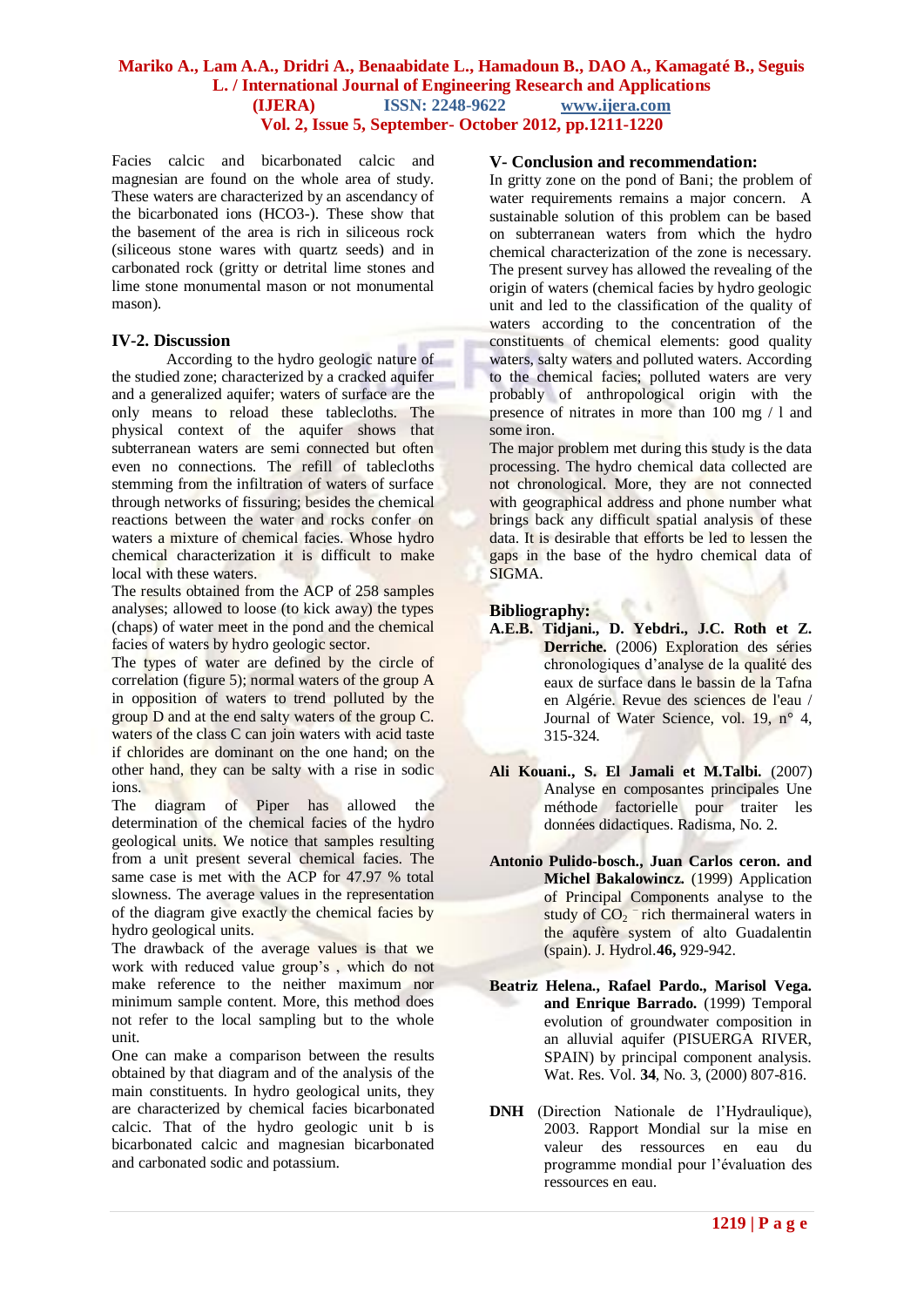Facies calcic and bicarbonated calcic and magnesian are found on the whole area of study. These waters are characterized by an ascendancy of the bicarbonated ions (HCO3-). These show that the basement of the area is rich in siliceous rock (siliceous stone wares with quartz seeds) and in carbonated rock (gritty or detrital lime stones and lime stone monumental mason or not monumental mason).

## IV-2. Discussion

According to the hydro geologic nature of the studied zone; characterized by a cracked aquifer and a generalized aquifer; waters of surface are the only means to reload these tablecloths. The physical context of the aquifer shows that subterranean waters are semi connected but often even no connections. The refill of tablecloths stemming from the infiltration of waters of surface through networks of fissuring; besides the chemical reactions between the water and rocks confer on waters a mixture of chemical facies. Whose hydro chemical characterization it is difficult to make local with these waters.

The results obtained from the ACP of 258 samples analyses; allowed to loose (to kick away) the types (chaps) of water meet in the pond and the chemical facies of waters by hydro geologic sector.

The types of water are defined by the circle of correlation (figure 5); normal waters of the group A in opposition of waters to trend polluted by the group D and at the end salty waters of the group C. waters of the class C can join waters with acid taste if chlorides are dominant on the one hand; on the other hand, they can be salty with a rise in sodic ions.

The diagram of Piper has allowed the determination of the chemical facies of the hydro geological units. We notice that samples resulting from a unit present several chemical facies. The same case is met with the ACP for 47.97 % total slowness. The average values in the representation of the diagram give exactly the chemical facies by hydro geological units.

The drawback of the average values is that we work with reduced value group's , which do not make reference to the neither maximum nor minimum sample content. More, this method does not refer to the local sampling but to the whole unit.

One can make a comparison between the results obtained by that diagram and of the analysis of the main constituents. In hydro geological units, they are characterized by chemical facies bicarbonated calcic. That of the hydro geologic unit b is bicarbonated calcic and magnesian bicarbonated and carbonated sodic and potassium.

## V- Conclusion and recommendation:

In gritty zone on the pond of Bani; the problem of water requirements remains a major concern. A sustainable solution of this problem can be based on subterranean waters from which the hydro chemical characterization of the zone is necessary. The present survey has allowed the revealing of the origin of waters (chemical facies by hydro geologic unit and led to the classification of the quality of waters according to the concentration of the constituents of chemical elements: good quality waters, salty waters and polluted waters. According to the chemical facies; polluted waters are very probably of anthropological origin with the presence of nitrates in more than 100 mg / l and some iron.

The major problem met during this study is the data processing. The hydro chemical data collected are not chronological. More, they are not connected with geographical address and phone number what brings back any difficult spatial analysis of these data. It is desirable that efforts be led to lessen the gaps in the base of the hydro chemical data of SIGMA.

## Bibliography:

**A.E.B. Tidjani., D. Yebdri., J.C. Roth et Z. Derriche.** (2006) Exploration des séries chronologiques d'analyse de la qualité des eaux de surface dans le bassin de la Tafna en Algérie. Revue des sciences de l'eau / Journal of Water Science, vol. 19, n° 4, 315-324.

**Ali Kouani., S. El Jamali et M.Talbi.** (2007) Analyse en composantes principales Une méthode factorielle pour traiter les données didactiques. Radisma, No. 2.

**Antonio Pulido-bosch., Juan Carlos ceron. and Michel Bakalowincz.** (1999) Application of Principal Components analyse to the study of $CO_2$ $^{-}$ rich thermaineral waters in the aqufère system of alto Guadalentin (spain). J. Hydrol.**46,** 929-942.

**Beatriz Helena., Rafael Pardo., Marisol Vega. and Enrique Barrado.** (1999) Temporal evolution of groundwater composition in an alluvial aquifer (PISUERGA RIVER, SPAIN) by principal component analysis. Wat. Res. Vol. **34**, No. 3, (2000) 807-816.

**DNH** (Direction Nationale de l'Hydraulique), 2003. Rapport Mondial sur la mise en valeur des ressources en eau du programme mondial pour l'évaluation des ressources en eau.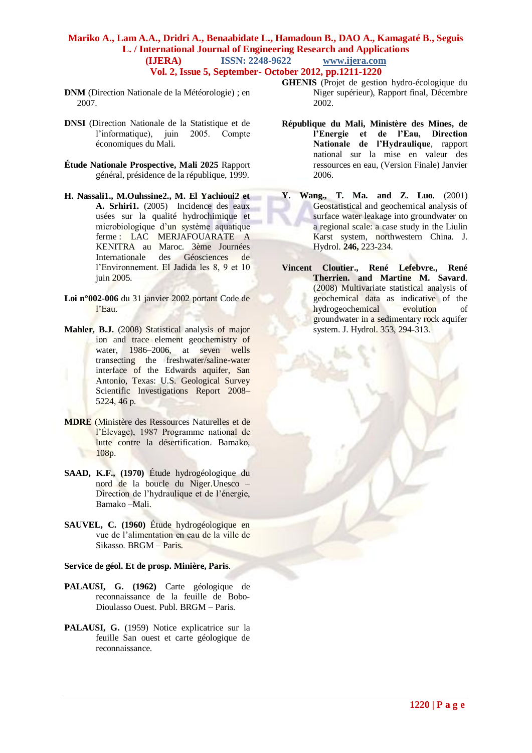**DNM** (Direction Nationale de la Météorologie) ; en 2007.

**DNSI** (Direction Nationale de la Statistique et de l'informatique), juin 2005. Compte économiques du Mali.

**Étude Nationale Prospective, Mali 2025** Rapport général, présidence de la république, 1999.

**H. Nassali1., M.Ouhssine2., M. El Yachioui2 et A. Srhiri1.** (2005) Incidence des eaux usées sur la qualité hydrochimique et microbiologique d'un système aquatique ferme : LAC MERJAFOUARATE A KENITRA au Maroc. 3ème Journées Internationale des Géosciences de l'Environnement. El Jadida les 8, 9 et 10 juin 2005.

**Loi n°002-006** du 31 janvier 2002 portant Code de l'Eau.

**Mahler, B.J.** (2008) Statistical analysis of major ion and trace element geochemistry of water, 1986–2006, at seven wells transecting the freshwater/saline-water interface of the Edwards aquifer, San Antonio, Texas: U.S. Geological Survey Scientific Investigations Report 2008–5224, 46 p.

**MDRE** (Ministère des Ressources Naturelles et de l'Élevage), 1987 Programme national de lutte contre la désertification. Bamako, 108p.

**SAAD, K.F., (1970)** Étude hydrogéologique du nord de la boucle du Niger.Unesco – Direction de l'hydraulique et de l'énergie, Bamako –Mali.

**SAUVEL, C. (1960)** Étude hydrogéologique en vue de l'alimentation en eau de la ville de Sikasso. BRGM – Paris.

**Service de géol. Et de prosp. Minière, Paris**.

**PALAUSI, G. (1962)** Carte géologique de reconnaissance de la feuille de Bobo-Dioulasso Ouest. Publ. BRGM – Paris.

**PALAUSI, G.** (1959) Notice explicatrice sur la feuille San ouest et carte géologique de reconnaissance.

**GHENIS** (Projet de gestion hydro-écologique du Niger supérieur), Rapport final, Décembre 2002.

**République du Mali, Ministère des Mines, de l'Energie et de l'Eau, Direction Nationale de l'Hydraulique**, rapport national sur la mise en valeur des ressources en eau, (Version Finale) Janvier 2006.

**Y. Wang., T. Ma. and Z. Luo.** (2001) Geostatistical and geochemical analysis of surface water leakage into groundwater on a regional scale: a case study in the Liulin Karst system, northwestern China. J. Hydrol. **246,** 223-234.

**Vincent Cloutier., René Lefebvre., René Therrien. and Martine M. Savard**. (2008) Multivariate statistical analysis of geochemical data as indicative of the hydrogeochemical evolution of groundwater in a sedimentary rock aquifer system. J. Hydrol. 353, 294-313.